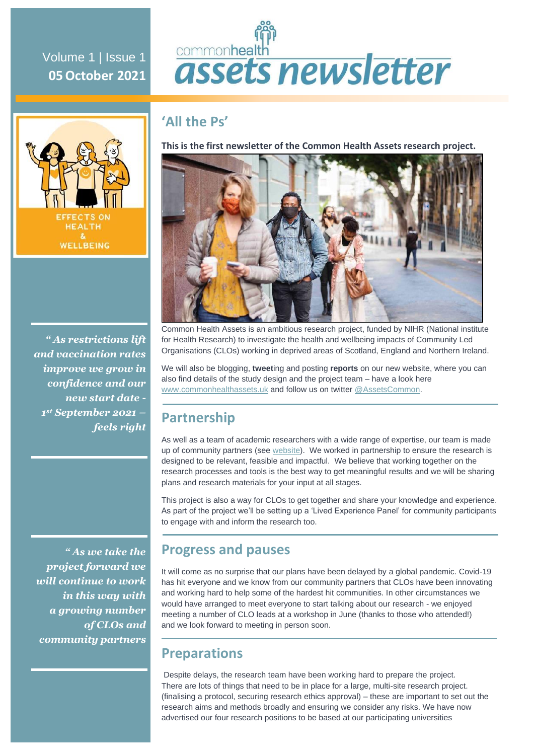Volume 1 | Issue 1
**05 October 2021**

# commonhealth assets newsletter

EFFECTS ON HEALTH & WELLBEING

## 'All the Ps'

**This is the first newsletter of the Common Health Assets research project.**

Common Health Assets is an ambitious research project, funded by NIHR (National institute for Health Research) to investigate the health and wellbeing impacts of Community Led Organisations (CLOs) working in deprived areas of Scotland, England and Northern Ireland.

We will also be blogging, **tweet**ing and posting **reports** on our new website, where you can also find details of the study design and the project team – have a look here www.commonhealthassets.uk and follow us on twitter @AssetsCommon.

*" As restrictions lift and vaccination rates improve we grow in confidence and our new start date - 1st September 2021 – feels right*

## Partnership

As well as a team of academic researchers with a wide range of expertise, our team is made up of community partners (see website). We worked in partnership to ensure the research is designed to be relevant, feasible and impactful. We believe that working together on the research processes and tools is the best way to get meaningful results and we will be sharing plans and research materials for your input at all stages.

This project is also a way for CLOs to get together and share your knowledge and experience. As part of the project we'll be setting up a 'Lived Experience Panel' for community participants to engage with and inform the research too.

*" As we take the project forward we will continue to work in this way with a growing number of CLOs and community partners*

## Progress and pauses

It will come as no surprise that our plans have been delayed by a global pandemic. Covid-19 has hit everyone and we know from our community partners that CLOs have been innovating and working hard to help some of the hardest hit communities. In other circumstances we would have arranged to meet everyone to start talking about our research - we enjoyed meeting a number of CLO leads at a workshop in June (thanks to those who attended!) and we look forward to meeting in person soon.

## Preparations

Despite delays, the research team have been working hard to prepare the project. There are lots of things that need to be in place for a large, multi-site research project. (finalising a protocol, securing research ethics approval) – these are important to set out the research aims and methods broadly and ensuring we consider any risks. We have now advertised our four research positions to be based at our participating universities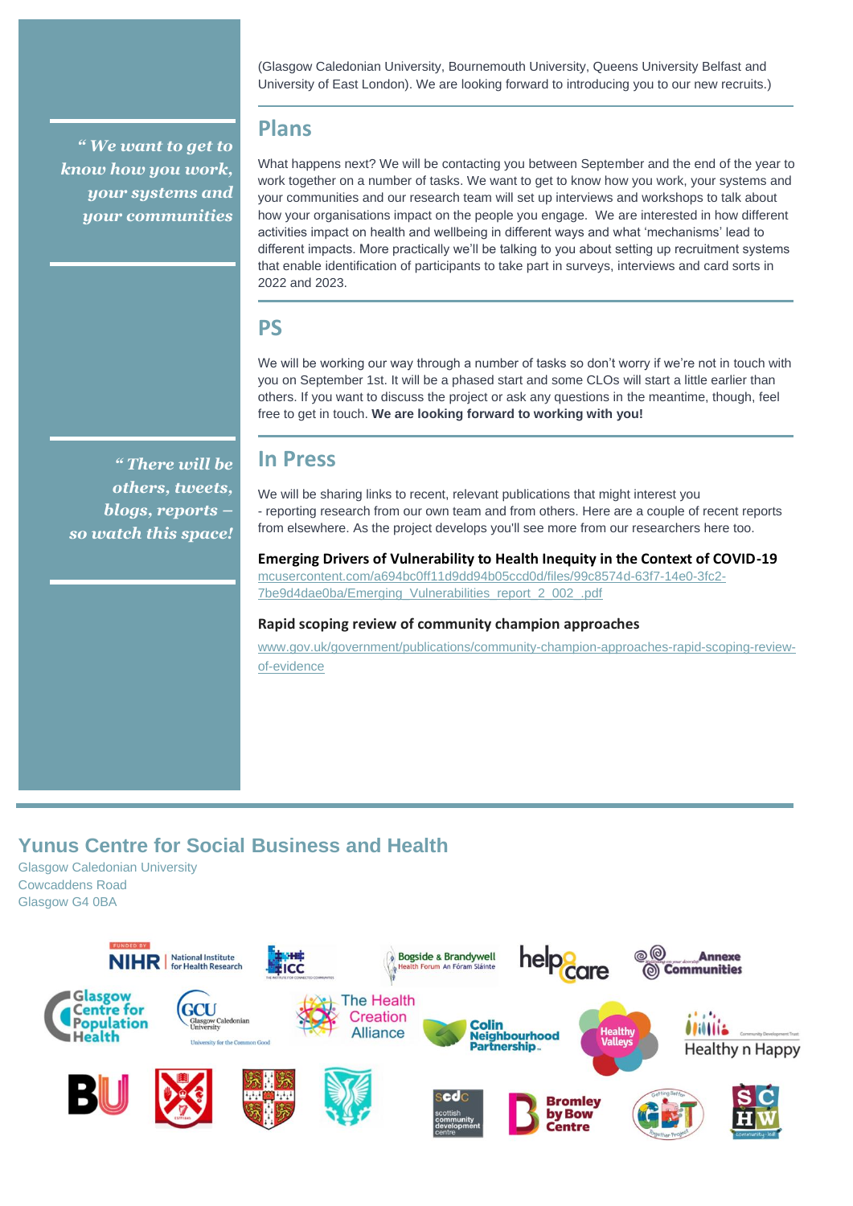(Glasgow Caledonian University, Bournemouth University, Queens University Belfast and University of East London). We are looking forward to introducing you to our new recruits.)

*" We want to get to know how you work, your systems and your communities*

## Plans

What happens next? We will be contacting you between September and the end of the year to work together on a number of tasks. We want to get to know how you work, your systems and your communities and our research team will set up interviews and workshops to talk about how your organisations impact on the people you engage. We are interested in how different activities impact on health and wellbeing in different ways and what 'mechanisms' lead to different impacts. More practically we'll be talking to you about setting up recruitment systems that enable identification of participants to take part in surveys, interviews and card sorts in 2022 and 2023.

## PS

We will be working our way through a number of tasks so don't worry if we're not in touch with you on September 1st. It will be a phased start and some CLOs will start a little earlier than others. If you want to discuss the project or ask any questions in the meantime, though, feel free to get in touch. **We are looking forward to working with you!**

*" There will be others, tweets, blogs, reports – so watch this space!*

## In Press

We will be sharing links to recent, relevant publications that might interest you - reporting research from our own team and from others. Here are a couple of recent reports from elsewhere. As the project develops you'll see more from our researchers here too.

**Emerging Drivers of Vulnerability to Health Inequity in the Context of COVID-19**

mcusercontent.com/a694bc0ff11d9dd94b05ccd0d/files/99c8574d-63f7-14e0-3fc2-7be9d4dae0ba/Emerging_Vulnerabilities_report_2_002_.pdf

**Rapid scoping review of community champion approaches**

www.gov.uk/government/publications/community-champion-approaches-rapid-scoping-review-of-evidence

## Yunus Centre for Social Business and Health

Glasgow Caledonian University
Cowcaddens Road
Glasgow G4 0BA